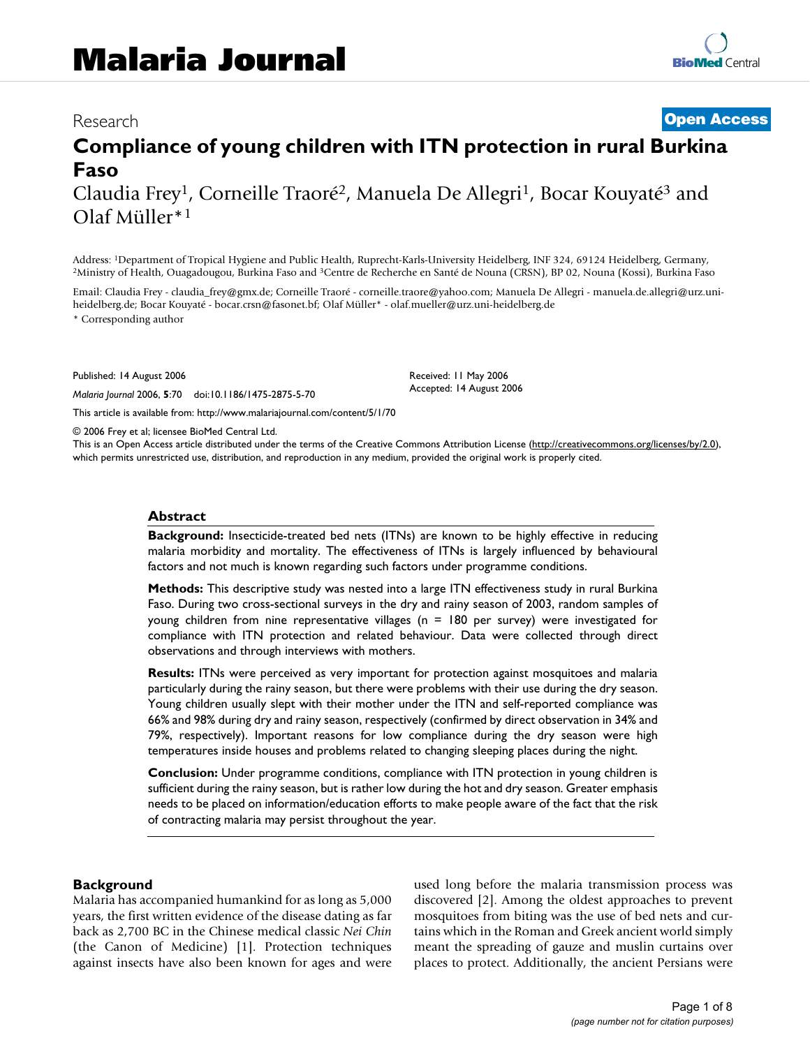Research **Open Access**

# Compliance of young children with ITN protection in rural Burkina Faso

Claudia Frey[1], Corneille Traoré[2], Manuela De Allegri[1], Bocar Kouyaté[3] and Olaf Müller*[1]

Address: [1]Department of Tropical Hygiene and Public Health, Ruprecht-Karls-University Heidelberg, INF 324, 69124 Heidelberg, Germany, [2]Ministry of Health, Ouagadougou, Burkina Faso and [3]Centre de Recherche en Santé de Nouna (CRSN), BP 02, Nouna (Kossi), Burkina Faso

Email: Claudia Frey - claudia_frey@gmx.de; Corneille Traoré - corneille.traore@yahoo.com; Manuela De Allegri - manuela.de.allegri@urz.uni-heidelberg.de; Bocar Kouyaté - bocar.crsn@fasonet.bf; Olaf Müller* - olaf.mueller@urz.uni-heidelberg.de

\* Corresponding author

Published: 14 August 2006

*Malaria Journal* 2006, **5**:70 doi:10.1186/1475-2875-5-70

Received: 11 May 2006
Accepted: 14 August 2006

This article is available from: http://www.malariajournal.com/content/5/1/70

© 2006 Frey et al; licensee BioMed Central Ltd.
This is an Open Access article distributed under the terms of the Creative Commons Attribution License (http://creativecommons.org/licenses/by/2.0), which permits unrestricted use, distribution, and reproduction in any medium, provided the original work is properly cited.

## Abstract

**Background:** Insecticide-treated bed nets (ITNs) are known to be highly effective in reducing malaria morbidity and mortality. The effectiveness of ITNs is largely influenced by behavioural factors and not much is known regarding such factors under programme conditions.

**Methods:** This descriptive study was nested into a large ITN effectiveness study in rural Burkina Faso. During two cross-sectional surveys in the dry and rainy season of 2003, random samples of young children from nine representative villages (n = 180 per survey) were investigated for compliance with ITN protection and related behaviour. Data were collected through direct observations and through interviews with mothers.

**Results:** ITNs were perceived as very important for protection against mosquitoes and malaria particularly during the rainy season, but there were problems with their use during the dry season. Young children usually slept with their mother under the ITN and self-reported compliance was 66% and 98% during dry and rainy season, respectively (confirmed by direct observation in 34% and 79%, respectively). Important reasons for low compliance during the dry season were high temperatures inside houses and problems related to changing sleeping places during the night.

**Conclusion:** Under programme conditions, compliance with ITN protection in young children is sufficient during the rainy season, but is rather low during the hot and dry season. Greater emphasis needs to be placed on information/education efforts to make people aware of the fact that the risk of contracting malaria may persist throughout the year.

## Background

Malaria has accompanied humankind for as long as 5,000 years, the first written evidence of the disease dating as far back as 2,700 BC in the Chinese medical classic *Nei Chin* (the Canon of Medicine) [1]. Protection techniques against insects have also been known for ages and were used long before the malaria transmission process was discovered [2]. Among the oldest approaches to prevent mosquitoes from biting was the use of bed nets and curtains which in the Roman and Greek ancient world simply meant the spreading of gauze and muslin curtains over places to protect. Additionally, the ancient Persians were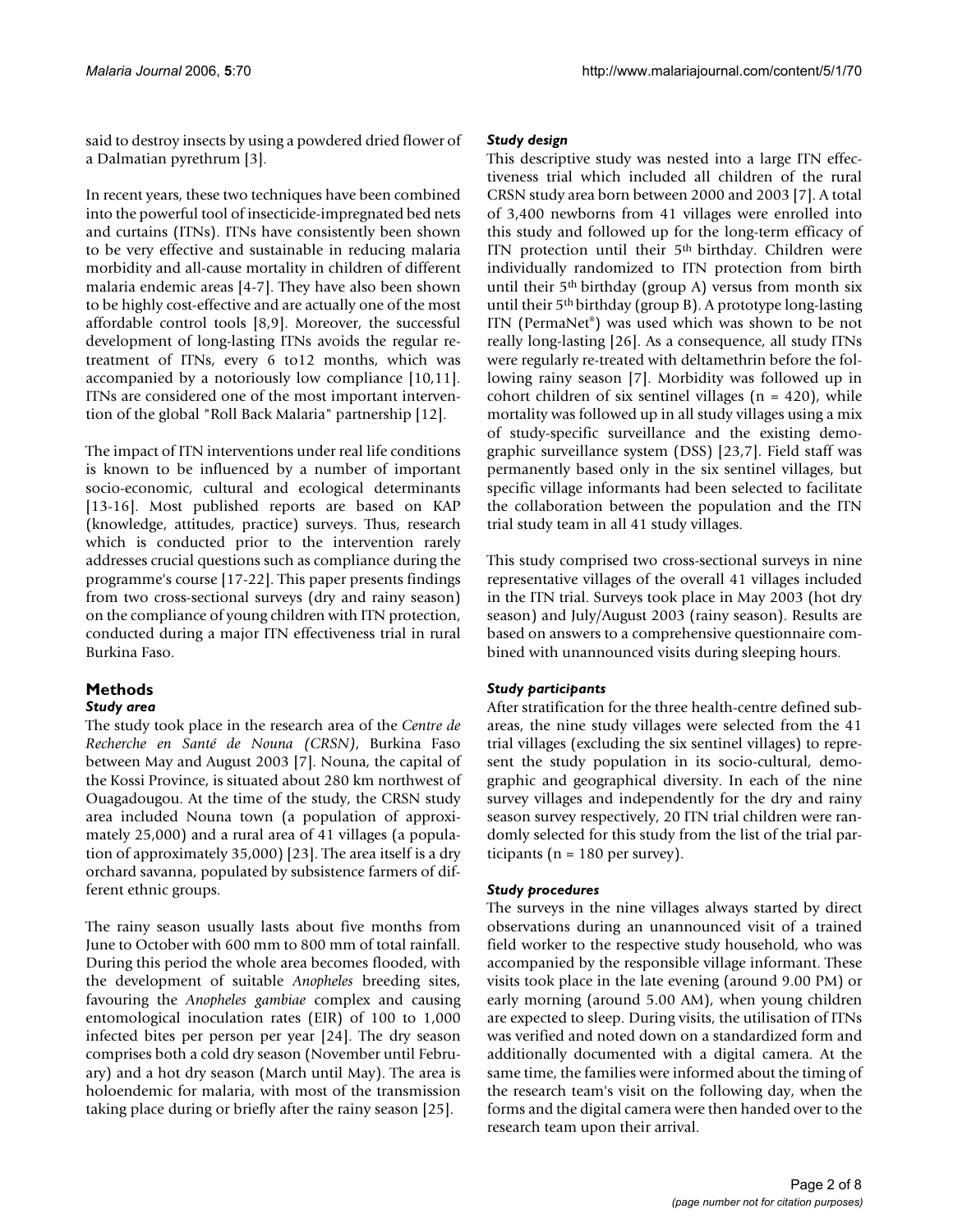said to destroy insects by using a powdered dried flower of a Dalmatian pyrethrum [3].

In recent years, these two techniques have been combined into the powerful tool of insecticide-impregnated bed nets and curtains (ITNs). ITNs have consistently been shown to be very effective and sustainable in reducing malaria morbidity and all-cause mortality in children of different malaria endemic areas [4-7]. They have also been shown to be highly cost-effective and are actually one of the most affordable control tools [8,9]. Moreover, the successful development of long-lasting ITNs avoids the regular re-treatment of ITNs, every 6 to12 months, which was accompanied by a notoriously low compliance [10,11]. ITNs are considered one of the most important intervention of the global "Roll Back Malaria" partnership [12].

The impact of ITN interventions under real life conditions is known to be influenced by a number of important socio-economic, cultural and ecological determinants [13-16]. Most published reports are based on KAP (knowledge, attitudes, practice) surveys. Thus, research which is conducted prior to the intervention rarely addresses crucial questions such as compliance during the programme's course [17-22]. This paper presents findings from two cross-sectional surveys (dry and rainy season) on the compliance of young children with ITN protection, conducted during a major ITN effectiveness trial in rural Burkina Faso.

## Methods

### *Study area*

The study took place in the research area of the *Centre de Recherche en Santé de Nouna (CRSN)*, Burkina Faso between May and August 2003 [7]. Nouna, the capital of the Kossi Province, is situated about 280 km northwest of Ouagadougou. At the time of the study, the CRSN study area included Nouna town (a population of approximately 25,000) and a rural area of 41 villages (a population of approximately 35,000) [23]. The area itself is a dry orchard savanna, populated by subsistence farmers of different ethnic groups.

The rainy season usually lasts about five months from June to October with 600 mm to 800 mm of total rainfall. During this period the whole area becomes flooded, with the development of suitable *Anopheles* breeding sites, favouring the *Anopheles gambiae* complex and causing entomological inoculation rates (EIR) of 100 to 1,000 infected bites per person per year [24]. The dry season comprises both a cold dry season (November until February) and a hot dry season (March until May). The area is holoendemic for malaria, with most of the transmission taking place during or briefly after the rainy season [25].

### *Study design*

This descriptive study was nested into a large ITN effectiveness trial which included all children of the rural CRSN study area born between 2000 and 2003 [7]. A total of 3,400 newborns from 41 villages were enrolled into this study and followed up for the long-term efficacy of ITN protection until their 5th birthday. Children were individually randomized to ITN protection from birth until their 5th birthday (group A) versus from month six until their 5th birthday (group B). A prototype long-lasting ITN (PermaNet®) was used which was shown to be not really long-lasting [26]. As a consequence, all study ITNs were regularly re-treated with deltamethrin before the following rainy season [7]. Morbidity was followed up in cohort children of six sentinel villages (n = 420), while mortality was followed up in all study villages using a mix of study-specific surveillance and the existing demographic surveillance system (DSS) [23,7]. Field staff was permanently based only in the six sentinel villages, but specific village informants had been selected to facilitate the collaboration between the population and the ITN trial study team in all 41 study villages.

This study comprised two cross-sectional surveys in nine representative villages of the overall 41 villages included in the ITN trial. Surveys took place in May 2003 (hot dry season) and July/August 2003 (rainy season). Results are based on answers to a comprehensive questionnaire combined with unannounced visits during sleeping hours.

### *Study participants*

After stratification for the three health-centre defined sub-areas, the nine study villages were selected from the 41 trial villages (excluding the six sentinel villages) to represent the study population in its socio-cultural, demographic and geographical diversity. In each of the nine survey villages and independently for the dry and rainy season survey respectively, 20 ITN trial children were randomly selected for this study from the list of the trial participants (n = 180 per survey).

### *Study procedures*

The surveys in the nine villages always started by direct observations during an unannounced visit of a trained field worker to the respective study household, who was accompanied by the responsible village informant. These visits took place in the late evening (around 9.00 PM) or early morning (around 5.00 AM), when young children are expected to sleep. During visits, the utilisation of ITNs was verified and noted down on a standardized form and additionally documented with a digital camera. At the same time, the families were informed about the timing of the research team's visit on the following day, when the forms and the digital camera were then handed over to the research team upon their arrival.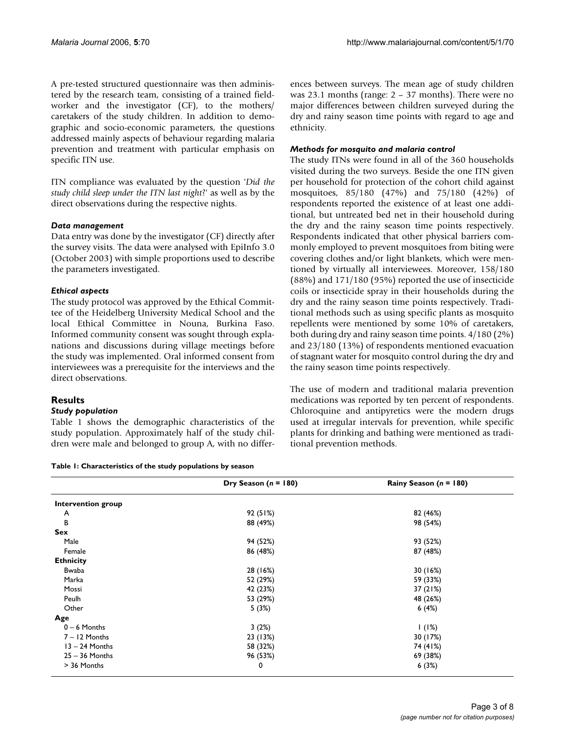A pre-tested structured questionnaire was then administered by the research team, consisting of a trained fieldworker and the investigator (CF), to the mothers/caretakers of the study children. In addition to demographic and socio-economic parameters, the questions addressed mainly aspects of behaviour regarding malaria prevention and treatment with particular emphasis on specific ITN use.

ITN compliance was evaluated by the question '*Did the study child sleep under the ITN last night*?' as well as by the direct observations during the respective nights.

### *Data management*

Data entry was done by the investigator (CF) directly after the survey visits. The data were analysed with EpiInfo 3.0 (October 2003) with simple proportions used to describe the parameters investigated.

### *Ethical aspects*

The study protocol was approved by the Ethical Committee of the Heidelberg University Medical School and the local Ethical Committee in Nouna, Burkina Faso. Informed community consent was sought through explanations and discussions during village meetings before the study was implemented. Oral informed consent from interviewees was a prerequisite for the interviews and the direct observations.

## Results

### *Study population*

Table 1 shows the demographic characteristics of the study population. Approximately half of the study children were male and belonged to group A, with no differences between surveys. The mean age of study children was 23.1 months (range: 2 – 37 months). There were no major differences between children surveyed during the dry and rainy season time points with regard to age and ethnicity.

### *Methods for mosquito and malaria control*

The study ITNs were found in all of the 360 households visited during the two surveys. Beside the one ITN given per household for protection of the cohort child against mosquitoes, 85/180 (47%) and 75/180 (42%) of respondents reported the existence of at least one additional, but untreated bed net in their household during the dry and the rainy season time points respectively. Respondents indicated that other physical barriers commonly employed to prevent mosquitoes from biting were covering clothes and/or light blankets, which were mentioned by virtually all interviewees. Moreover, 158/180 (88%) and 171/180 (95%) reported the use of insecticide coils or insecticide spray in their households during the dry and the rainy season time points respectively. Traditional methods such as using specific plants as mosquito repellents were mentioned by some 10% of caretakers, both during dry and rainy season time points. 4/180 (2%) and 23/180 (13%) of respondents mentioned evacuation of stagnant water for mosquito control during the dry and the rainy season time points respectively.

The use of modern and traditional malaria prevention medications was reported by ten percent of respondents. Chloroquine and antipyretics were the modern drugs used at irregular intervals for prevention, while specific plants for drinking and bathing were mentioned as traditional prevention methods.

**Table 1: Characteristics of the study populations by season**

| | Dry Season (*n* = 180) | Rainy Season (*n* = 180) |
|---|---|---|
| **Intervention group** | | |
| A | 92 (51%) | 82 (46%) |
| B | 88 (49%) | 98 (54%) |
| **Sex** | | |
| Male | 94 (52%) | 93 (52%) |
| Female | 86 (48%) | 87 (48%) |
| **Ethnicity** | | |
| Bwaba | 28 (16%) | 30 (16%) |
| Marka | 52 (29%) | 59 (33%) |
| Mossi | 42 (23%) | 37 (21%) |
| Peulh | 53 (29%) | 48 (26%) |
| Other | 5 (3%) | 6 (4%) |
| **Age** | | |
| 0 – 6 Months | 3 (2%) | 1 (1%) |
| 7 – 12 Months | 23 (13%) | 30 (17%) |
| 13 – 24 Months | 58 (32%) | 74 (41%) |
| 25 – 36 Months | 96 (53%) | 69 (38%) |
| > 36 Months | 0 | 6 (3%) |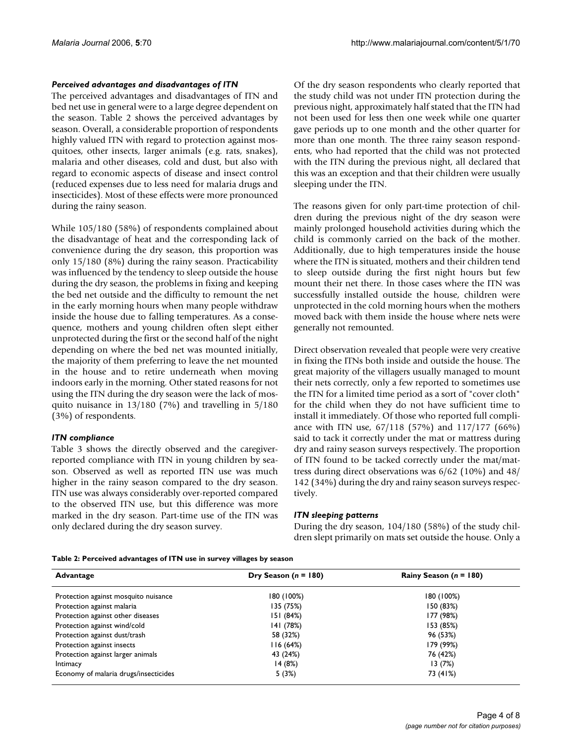### *Perceived advantages and disadvantages of ITN*

The perceived advantages and disadvantages of ITN and bed net use in general were to a large degree dependent on the season. Table 2 shows the perceived advantages by season. Overall, a considerable proportion of respondents highly valued ITN with regard to protection against mosquitoes, other insects, larger animals (e.g. rats, snakes), malaria and other diseases, cold and dust, but also with regard to economic aspects of disease and insect control (reduced expenses due to less need for malaria drugs and insecticides). Most of these effects were more pronounced during the rainy season.

While 105/180 (58%) of respondents complained about the disadvantage of heat and the corresponding lack of convenience during the dry season, this proportion was only 15/180 (8%) during the rainy season. Practicability was influenced by the tendency to sleep outside the house during the dry season, the problems in fixing and keeping the bed net outside and the difficulty to remount the net in the early morning hours when many people withdraw inside the house due to falling temperatures. As a consequence, mothers and young children often slept either unprotected during the first or the second half of the night depending on where the bed net was mounted initially, the majority of them preferring to leave the net mounted in the house and to retire underneath when moving indoors early in the morning. Other stated reasons for not using the ITN during the dry season were the lack of mosquito nuisance in 13/180 (7%) and travelling in 5/180 (3%) of respondents.

### *ITN compliance*

Table 3 shows the directly observed and the caregiver-reported compliance with ITN in young children by season. Observed as well as reported ITN use was much higher in the rainy season compared to the dry season. ITN use was always considerably over-reported compared to the observed ITN use, but this difference was more marked in the dry season. Part-time use of the ITN was only declared during the dry season survey.

Of the dry season respondents who clearly reported that the study child was not under ITN protection during the previous night, approximately half stated that the ITN had not been used for less then one week while one quarter gave periods up to one month and the other quarter for more than one month. The three rainy season respondents, who had reported that the child was not protected with the ITN during the previous night, all declared that this was an exception and that their children were usually sleeping under the ITN.

The reasons given for only part-time protection of children during the previous night of the dry season were mainly prolonged household activities during which the child is commonly carried on the back of the mother. Additionally, due to high temperatures inside the house where the ITN is situated, mothers and their children tend to sleep outside during the first night hours but few mount their net there. In those cases where the ITN was successfully installed outside the house, children were unprotected in the cold morning hours when the mothers moved back with them inside the house where nets were generally not remounted.

Direct observation revealed that people were very creative in fixing the ITNs both inside and outside the house. The great majority of the villagers usually managed to mount their nets correctly, only a few reported to sometimes use the ITN for a limited time period as a sort of "cover cloth" for the child when they do not have sufficient time to install it immediately. Of those who reported full compliance with ITN use, 67/118 (57%) and 117/177 (66%) said to tack it correctly under the mat or mattress during dry and rainy season surveys respectively. The proportion of ITN found to be tacked correctly under the mat/mattress during direct observations was 6/62 (10%) and 48/142 (34%) during the dry and rainy season surveys respectively.

### *ITN sleeping patterns*

During the dry season, 104/180 (58%) of the study children slept primarily on mats set outside the house. Only a

**Table 2: Perceived advantages of ITN use in survey villages by season**

| Advantage | Dry Season (*n* = 180) | Rainy Season (*n* = 180) |
|---|---|---|
| Protection against mosquito nuisance | 180 (100%) | 180 (100%) |
| Protection against malaria | 135 (75%) | 150 (83%) |
| Protection against other diseases | 151 (84%) | 177 (98%) |
| Protection against wind/cold | 141 (78%) | 153 (85%) |
| Protection against dust/trash | 58 (32%) | 96 (53%) |
| Protection against insects | 116 (64%) | 179 (99%) |
| Protection against larger animals | 43 (24%) | 76 (42%) |
| Intimacy | 14 (8%) | 13 (7%) |
| Economy of malaria drugs/insecticides | 5 (3%) | 73 (41%) |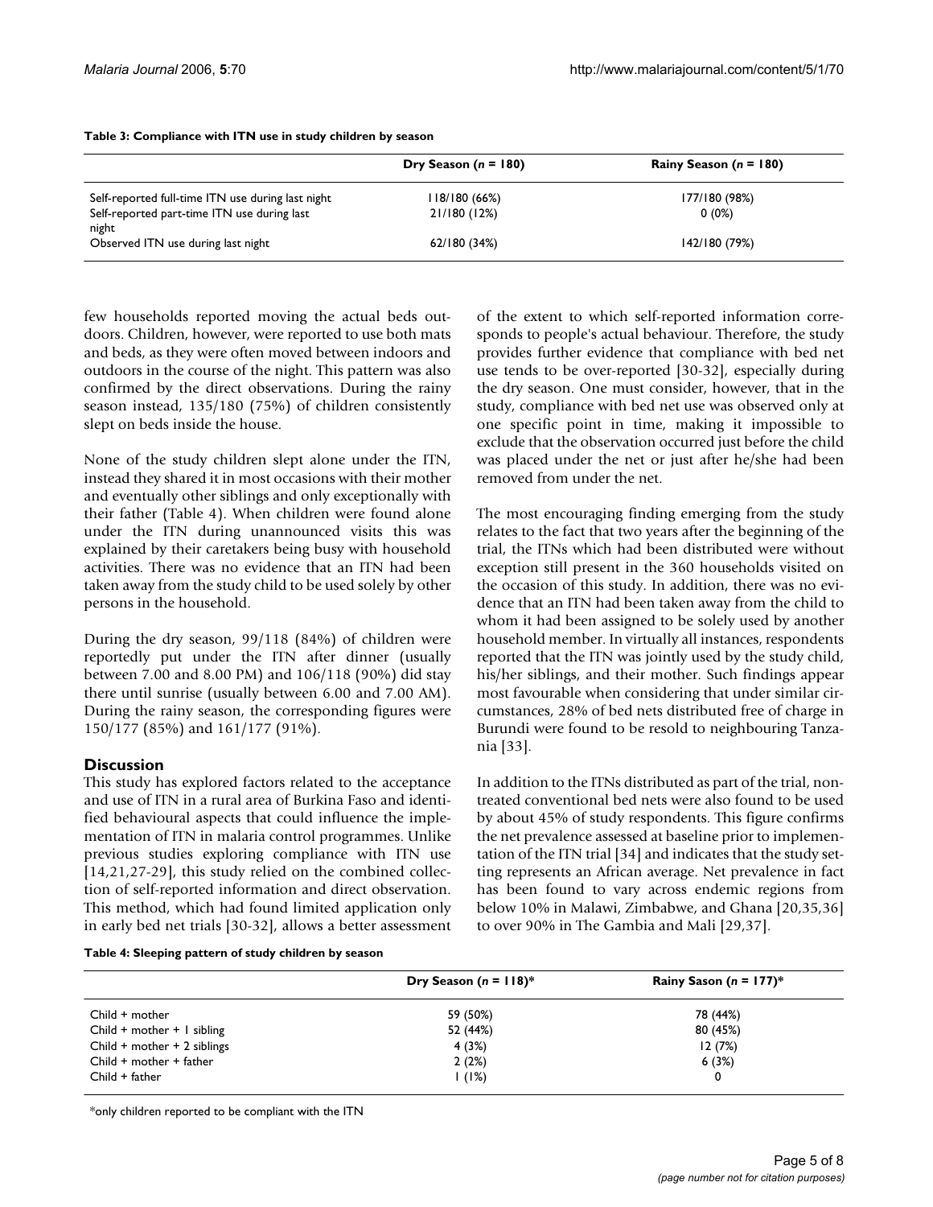**Table 3: Compliance with ITN use in study children by season**

| | Dry Season (*n* = 180) | Rainy Season (*n* = 180) |
|---|---|---|
| Self-reported full-time ITN use during last night | 118/180 (66%) | 177/180 (98%) |
| Self-reported part-time ITN use during last night | 21/180 (12%) | 0 (0%) |
| Observed ITN use during last night | 62/180 (34%) | 142/180 (79%) |

few households reported moving the actual beds outdoors. Children, however, were reported to use both mats and beds, as they were often moved between indoors and outdoors in the course of the night. This pattern was also confirmed by the direct observations. During the rainy season instead, 135/180 (75%) of children consistently slept on beds inside the house.

None of the study children slept alone under the ITN, instead they shared it in most occasions with their mother and eventually other siblings and only exceptionally with their father (Table 4). When children were found alone under the ITN during unannounced visits this was explained by their caretakers being busy with household activities. There was no evidence that an ITN had been taken away from the study child to be used solely by other persons in the household.

During the dry season, 99/118 (84%) of children were reportedly put under the ITN after dinner (usually between 7.00 and 8.00 PM) and 106/118 (90%) did stay there until sunrise (usually between 6.00 and 7.00 AM). During the rainy season, the corresponding figures were 150/177 (85%) and 161/177 (91%).

## Discussion

This study has explored factors related to the acceptance and use of ITN in a rural area of Burkina Faso and identified behavioural aspects that could influence the implementation of ITN in malaria control programmes. Unlike previous studies exploring compliance with ITN use [14,21,27-29], this study relied on the combined collection of self-reported information and direct observation. This method, which had found limited application only in early bed net trials [30-32], allows a better assessment of the extent to which self-reported information corresponds to people's actual behaviour. Therefore, the study provides further evidence that compliance with bed net use tends to be over-reported [30-32], especially during the dry season. One must consider, however, that in the study, compliance with bed net use was observed only at one specific point in time, making it impossible to exclude that the observation occurred just before the child was placed under the net or just after he/she had been removed from under the net.

The most encouraging finding emerging from the study relates to the fact that two years after the beginning of the trial, the ITNs which had been distributed were without exception still present in the 360 households visited on the occasion of this study. In addition, there was no evidence that an ITN had been taken away from the child to whom it had been assigned to be solely used by another household member. In virtually all instances, respondents reported that the ITN was jointly used by the study child, his/her siblings, and their mother. Such findings appear most favourable when considering that under similar circumstances, 28% of bed nets distributed free of charge in Burundi were found to be resold to neighbouring Tanzania [33].

In addition to the ITNs distributed as part of the trial, non-treated conventional bed nets were also found to be used by about 45% of study respondents. This figure confirms the net prevalence assessed at baseline prior to implementation of the ITN trial [34] and indicates that the study setting represents an African average. Net prevalence in fact has been found to vary across endemic regions from below 10% in Malawi, Zimbabwe, and Ghana [20,35,36] to over 90% in The Gambia and Mali [29,37].

**Table 4: Sleeping pattern of study children by season**

| | Dry Season (*n* = 118)* | Rainy Sason (*n* = 177)* |
|---|---|---|
| Child + mother | 59 (50%) | 78 (44%) |
| Child + mother + 1 sibling | 52 (44%) | 80 (45%) |
| Child + mother + 2 siblings | 4 (3%) | 12 (7%) |
| Child + mother + father | 2 (2%) | 6 (3%) |
| Child + father | 1 (1%) | 0 |

*only children reported to be compliant with the ITN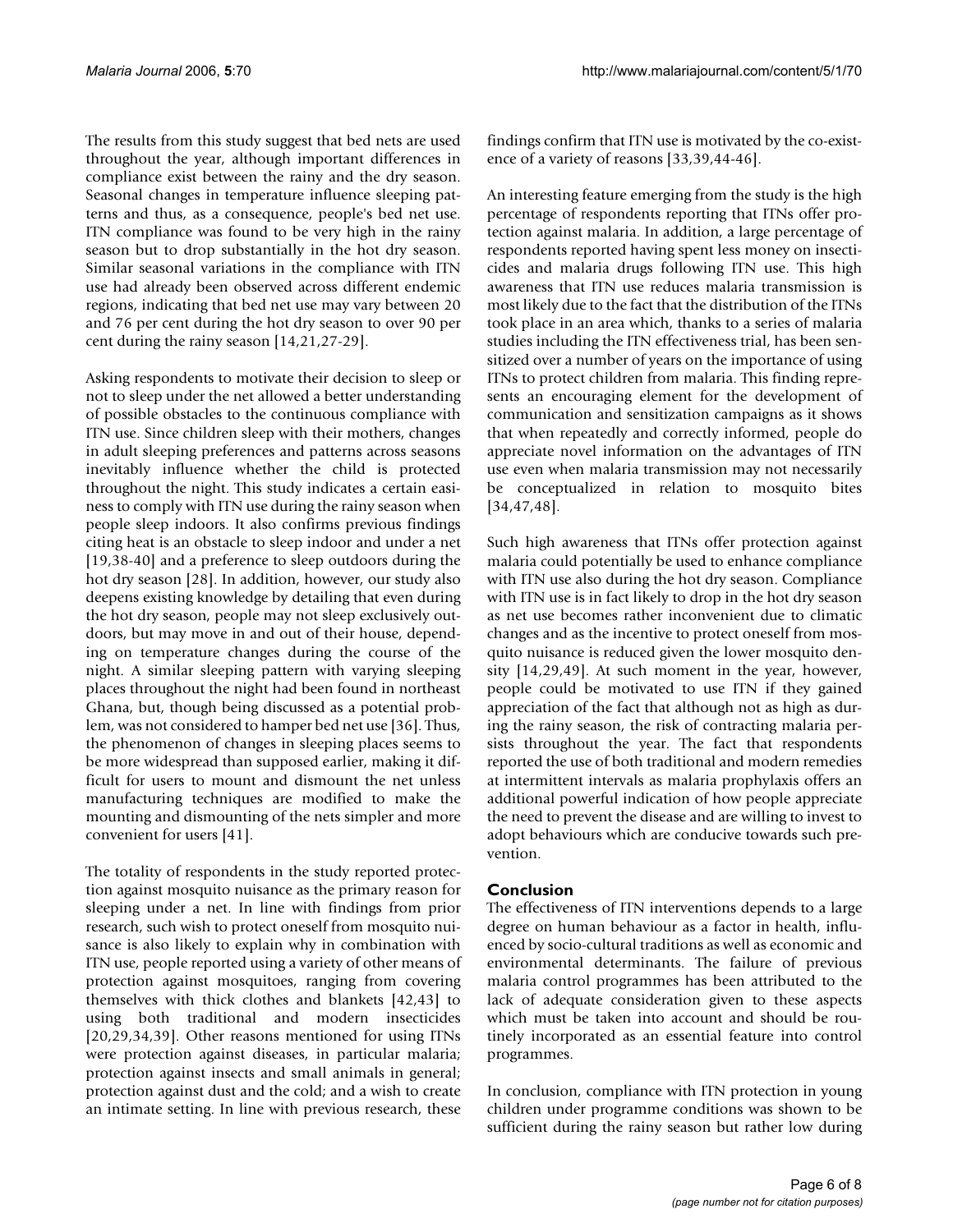The results from this study suggest that bed nets are used throughout the year, although important differences in compliance exist between the rainy and the dry season. Seasonal changes in temperature influence sleeping patterns and thus, as a consequence, people's bed net use. ITN compliance was found to be very high in the rainy season but to drop substantially in the hot dry season. Similar seasonal variations in the compliance with ITN use had already been observed across different endemic regions, indicating that bed net use may vary between 20 and 76 per cent during the hot dry season to over 90 per cent during the rainy season [14,21,27-29].

Asking respondents to motivate their decision to sleep or not to sleep under the net allowed a better understanding of possible obstacles to the continuous compliance with ITN use. Since children sleep with their mothers, changes in adult sleeping preferences and patterns across seasons inevitably influence whether the child is protected throughout the night. This study indicates a certain easiness to comply with ITN use during the rainy season when people sleep indoors. It also confirms previous findings citing heat is an obstacle to sleep indoor and under a net [19,38-40] and a preference to sleep outdoors during the hot dry season [28]. In addition, however, our study also deepens existing knowledge by detailing that even during the hot dry season, people may not sleep exclusively outdoors, but may move in and out of their house, depending on temperature changes during the course of the night. A similar sleeping pattern with varying sleeping places throughout the night had been found in northeast Ghana, but, though being discussed as a potential problem, was not considered to hamper bed net use [36]. Thus, the phenomenon of changes in sleeping places seems to be more widespread than supposed earlier, making it difficult for users to mount and dismount the net unless manufacturing techniques are modified to make the mounting and dismounting of the nets simpler and more convenient for users [41].

The totality of respondents in the study reported protection against mosquito nuisance as the primary reason for sleeping under a net. In line with findings from prior research, such wish to protect oneself from mosquito nuisance is also likely to explain why in combination with ITN use, people reported using a variety of other means of protection against mosquitoes, ranging from covering themselves with thick clothes and blankets [42,43] to using both traditional and modern insecticides [20,29,34,39]. Other reasons mentioned for using ITNs were protection against diseases, in particular malaria; protection against insects and small animals in general; protection against dust and the cold; and a wish to create an intimate setting. In line with previous research, these findings confirm that ITN use is motivated by the co-existence of a variety of reasons [33,39,44-46].

An interesting feature emerging from the study is the high percentage of respondents reporting that ITNs offer protection against malaria. In addition, a large percentage of respondents reported having spent less money on insecticides and malaria drugs following ITN use. This high awareness that ITN use reduces malaria transmission is most likely due to the fact that the distribution of the ITNs took place in an area which, thanks to a series of malaria studies including the ITN effectiveness trial, has been sensitized over a number of years on the importance of using ITNs to protect children from malaria. This finding represents an encouraging element for the development of communication and sensitization campaigns as it shows that when repeatedly and correctly informed, people do appreciate novel information on the advantages of ITN use even when malaria transmission may not necessarily be conceptualized in relation to mosquito bites [34,47,48].

Such high awareness that ITNs offer protection against malaria could potentially be used to enhance compliance with ITN use also during the hot dry season. Compliance with ITN use is in fact likely to drop in the hot dry season as net use becomes rather inconvenient due to climatic changes and as the incentive to protect oneself from mosquito nuisance is reduced given the lower mosquito density [14,29,49]. At such moment in the year, however, people could be motivated to use ITN if they gained appreciation of the fact that although not as high as during the rainy season, the risk of contracting malaria persists throughout the year. The fact that respondents reported the use of both traditional and modern remedies at intermittent intervals as malaria prophylaxis offers an additional powerful indication of how people appreciate the need to prevent the disease and are willing to invest to adopt behaviours which are conducive towards such prevention.

## Conclusion

The effectiveness of ITN interventions depends to a large degree on human behaviour as a factor in health, influenced by socio-cultural traditions as well as economic and environmental determinants. The failure of previous malaria control programmes has been attributed to the lack of adequate consideration given to these aspects which must be taken into account and should be routinely incorporated as an essential feature into control programmes.

In conclusion, compliance with ITN protection in young children under programme conditions was shown to be sufficient during the rainy season but rather low during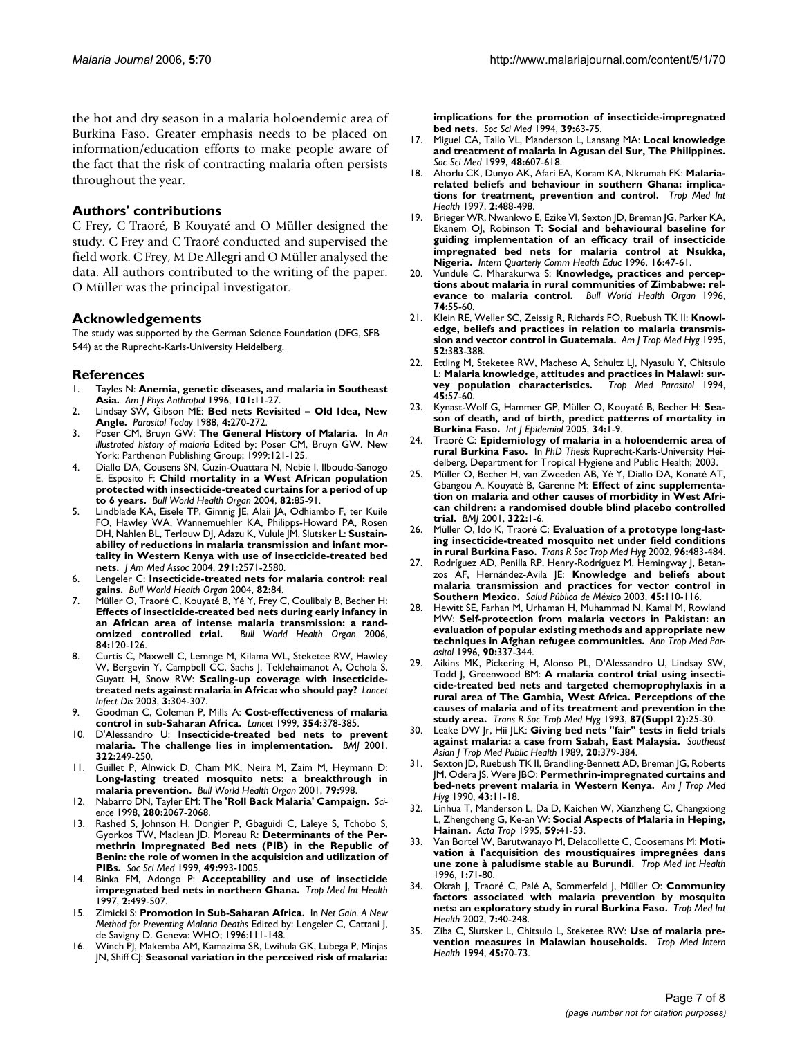the hot and dry season in a malaria holoendemic area of Burkina Faso. Greater emphasis needs to be placed on information/education efforts to make people aware of the fact that the risk of contracting malaria often persists throughout the year.

## Authors' contributions

C Frey, C Traoré, B Kouyaté and O Müller designed the study. C Frey and C Traoré conducted and supervised the field work. C Frey, M De Allegri and O Müller analysed the data. All authors contributed to the writing of the paper. O Müller was the principal investigator.

## Acknowledgements

The study was supported by the German Science Foundation (DFG, SFB 544) at the Ruprecht-Karls-University Heidelberg.

## References

1. Tayles N: **Anemia, genetic diseases, and malaria in Southeast Asia.** *Am J Phys Anthropol* 1996, **101:**11-27.
2. Lindsay SW, Gibson ME: **Bed nets Revisited – Old Idea, New Angle.** *Parasitol Today* 1988, **4:**270-272.
3. Poser CM, Bruyn GW: **The General History of Malaria.** In *An illustrated history of malaria* Edited by: Poser CM, Bruyn GW. New York: Parthenon Publishing Group; 1999:121-125.
4. Diallo DA, Cousens SN, Cuzin-Ouattara N, Nebié I, Ilboudo-Sanogo E, Esposito F: **Child mortality in a West African population protected with insecticide-treated curtains for a period of up to 6 years.** *Bull World Health Organ* 2004, **82:**85-91.
5. Lindblade KA, Eisele TP, Gimnig JE, Alaii JA, Odhiambo F, ter Kuile FO, Hawley WA, Wannemuehler KA, Philipps-Howard PA, Rosen DH, Nahlen BL, Terlouw DJ, Adazu K, Vulule JM, Slutsker L: **Sustainability of reductions in malaria transmission and infant mortality in Western Kenya with use of insecticide-treated bed nets.** *J Am Med Assoc* 2004, **291:**2571-2580.
6. Lengeler C: **Insecticide-treated nets for malaria control: real gains.** *Bull World Health Organ* 2004, **82:**84.
7. Müller O, Traoré C, Kouyaté B, Yé Y, Frey C, Coulibaly B, Becher H: **Effects of insecticide-treated bed nets during early infancy in an African area of intense malaria transmission: a randomized controlled trial.** *Bull World Health Organ* 2006, **84:**120-126.
8. Curtis C, Maxwell C, Lemnge M, Kilama WL, Steketee RW, Hawley W, Bergevin Y, Campbell CC, Sachs J, Teklehaimanot A, Ochola S, Guyatt H, Snow RW: **Scaling-up coverage with insecticide-treated nets against malaria in Africa: who should pay?** *Lancet Infect Dis* 2003, **3:**304-307.
9. Goodman C, Coleman P, Mills A: **Cost-effectiveness of malaria control in sub-Saharan Africa.** *Lancet* 1999, **354:**378-385.
10. D'Alessandro U: **Insecticide-treated bed nets to prevent malaria. The challenge lies in implementation.** *BMJ* 2001, **322:**249-250.
11. Guillet P, Alnwick D, Cham MK, Neira M, Zaim M, Heymann D: **Long-lasting treated mosquito nets: a breakthrough in malaria prevention.** *Bull World Health Organ* 2001, **79:**998.
12. Nabarro DN, Tayler EM: **The 'Roll Back Malaria' Campaign.** *Science* 1998, **280:**2067-2068.
13. Rashed S, Johnson H, Dongier P, Gbaguidi C, Laleye S, Tchobo S, Gyorkos TW, Maclean JD, Moreau R: **Determinants of the Permethrin Impregnated Bed nets (PIB) in the Republic of Benin: the role of women in the acquisition and utilization of PIBs.** *Soc Sci Med* 1999, **49:**993-1005.
14. Binka FM, Adongo P: **Acceptability and use of insecticide impregnated bed nets in northern Ghana.** *Trop Med Int Health* 1997, **2:**499-507.
15. Zimicki S: **Promotion in Sub-Saharan Africa.** In *Net Gain. A New Method for Preventing Malaria Deaths* Edited by: Lengeler C, Cattani J, de Savigny D. Geneva: WHO; 1996:111-148.
16. Winch PJ, Makemba AM, Kamazima SR, Lwihula GK, Lubega P, Minjas JN, Shiff CJ: **Seasonal variation in the perceived risk of malaria: implications for the promotion of insecticide-impregnated bed nets.** *Soc Sci Med* 1994, **39:**63-75.
17. Miguel CA, Tallo VL, Manderson L, Lansang MA: **Local knowledge and treatment of malaria in Agusan del Sur, The Philippines.** *Soc Sci Med* 1999, **48:**607-618.
18. Ahorlu CK, Dunyo AK, Afari EA, Koram KA, Nkrumah FK: **Malaria-related beliefs and behaviour in southern Ghana: implications for treatment, prevention and control.** *Trop Med Int Health* 1997, **2:**488-498.
19. Brieger WR, Nwankwo E, Ezike VI, Sexton JD, Breman JG, Parker KA, Ekanem OJ, Robinson T: **Social and behavioural baseline for guiding implementation of an efficacy trail of insecticide impregnated bed nets for malaria control at Nsukka, Nigeria.** *Intern Quarterly Comm Health Educ* 1996, **16:**47-61.
20. Vundule C, Mharakurwa S: **Knowledge, practices and perceptions about malaria in rural communities of Zimbabwe: relevance to malaria control.** *Bull World Health Organ* 1996, **74:**55-60.
21. Klein RE, Weller SC, Zeissig R, Richards FO, Ruebush TK II: **Knowledge, beliefs and practices in relation to malaria transmission and vector control in Guatemala.** *Am J Trop Med Hyg* 1995, **52:**383-388.
22. Ettling M, Steketee RW, Macheso A, Schultz LJ, Nyasulu Y, Chitsulo L: **Malaria knowledge, attitudes and practices in Malawi: survey population characteristics.** *Trop Med Parasitol* 1994, **45:**57-60.
23. Kynast-Wolf G, Hammer GP, Müller O, Kouyaté B, Becher H: **Season of death, and of birth, predict patterns of mortality in Burkina Faso.** *Int J Epidemiol* 2005, **34:**1-9.
24. Traoré C: **Epidemiology of malaria in a holoendemic area of rural Burkina Faso.** In *PhD Thesis* Ruprecht-Karls-University Heidelberg, Department for Tropical Hygiene and Public Health; 2003.
25. Müller O, Becher H, van Zweeden AB, Yé Y, Diallo DA, Konaté AT, Gbangou A, Kouyaté B, Garenne M: **Effect of zinc supplementation on malaria and other causes of morbidity in West African children: a randomised double blind placebo controlled trial.** *BMJ* 2001, **322:**1-6.
26. Müller O, Ido K, Traoré C: **Evaluation of a prototype long-lasting insecticide-treated mosquito net under field conditions in rural Burkina Faso.** *Trans R Soc Trop Med Hyg* 2002, **96:**483-484.
27. Rodríguez AD, Penilla RP, Henry-Rodríguez M, Hemingway J, Betanzos AF, Hernández-Avila JE: **Knowledge and beliefs about malaria transmission and practices for vector control in Southern Mexico.** *Salud Pública de México* 2003, **45:**110-116.
28. Hewitt SE, Farhan M, Urhaman H, Muhammad N, Kamal M, Rowland MW: **Self-protection from malaria vectors in Pakistan: an evaluation of popular existing methods and appropriate new techniques in Afghan refugee communities.** *Ann Trop Med Parasitol* 1996, **90:**337-344.
29. Aikins MK, Pickering H, Alonso PL, D'Alessandro U, Lindsay SW, Todd J, Greenwood BM: **A malaria control trial using insecticide-treated bed nets and targeted chemoprophylaxis in a rural area of The Gambia, West Africa. Perceptions of the causes of malaria and of its treatment and prevention in the study area.** *Trans R Soc Trop Med Hyg* 1993, **87(Suppl 2):**25-30.
30. Leake DW Jr, Hii JLK: **Giving bed nets "fair" tests in field trials against malaria: a case from Sabah, East Malaysia.** *Southeast Asian J Trop Med Public Health* 1989, **20:**379-384.
31. Sexton JD, Ruebush TK II, Brandling-Bennett AD, Breman JG, Roberts JM, Odera JS, Were JBO: **Permethrin-impregnated curtains and bed-nets prevent malaria in Western Kenya.** *Am J Trop Med Hyg* 1990, **43:**11-18.
32. Linhua T, Manderson L, Da D, Kaichen W, Xianzheng C, Changxiong L, Zhengcheng G, Ke-an W: **Social Aspects of Malaria in Heping, Hainan.** *Acta Trop* 1995, **59:**41-53.
33. Van Bortel W, Barutwanayo M, Delacollette C, Coosemans M: **Motivation à l'acquisition des moustiquaires impregnées dans une zone à paludisme stable au Burundi.** *Trop Med Int Health* 1996, **1:**71-80.
34. Okrah J, Traoré C, Palé A, Sommerfeld J, Müller O: **Community factors associated with malaria prevention by mosquito nets: an exploratory study in rural Burkina Faso.** *Trop Med Int Health* 2002, **7:**40-248.
35. Ziba C, Slutsker L, Chitsulo L, Steketee RW: **Use of malaria prevention measures in Malawian households.** *Trop Med Intern Health* 1994, **45:**70-73.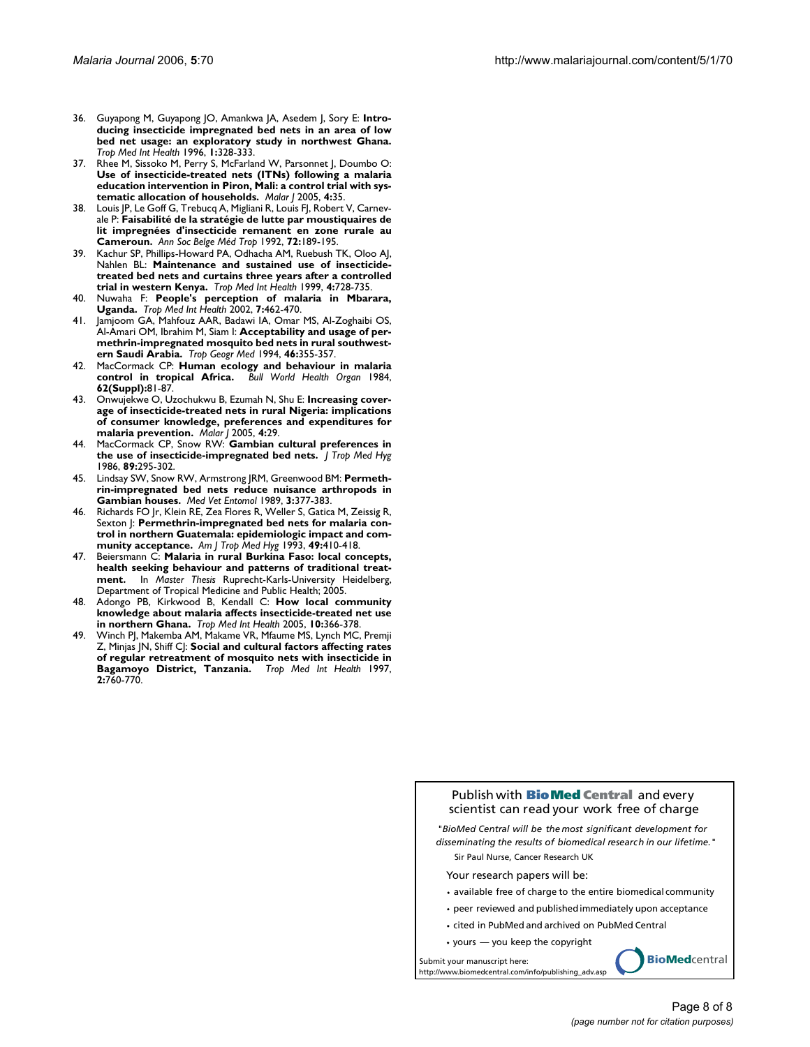36. Guyapong M, Guyapong JO, Amankwa JA, Asedem J, Sory E: **Introducing insecticide impregnated bed nets in an area of low bed net usage: an exploratory study in northwest Ghana.** *Trop Med Int Health* 1996, **1:**328-333.
37. Rhee M, Sissoko M, Perry S, McFarland W, Parsonnet J, Doumbo O: **Use of insecticide-treated nets (ITNs) following a malaria education intervention in Piron, Mali: a control trial with systematic allocation of households.** *Malar J* 2005, **4:**35.
38. Louis JP, Le Goff G, Trebucq A, Migliani R, Louis FJ, Robert V, Carnevale P: **Faisabilité de la stratégie de lutte par moustiquaires de lit impregnées d'insecticide remanent en zone rurale au Cameroun.** *Ann Soc Belge Méd Trop* 1992, **72:**189-195.
39. Kachur SP, Phillips-Howard PA, Odhacha AM, Ruebush TK, Oloo AJ, Nahlen BL: **Maintenance and sustained use of insecticide-treated bed nets and curtains three years after a controlled trial in western Kenya.** *Trop Med Int Health* 1999, **4:**728-735.
40. Nuwaha F: **People's perception of malaria in Mbarara, Uganda.** *Trop Med Int Health* 2002, **7:**462-470.
41. Jamjoom GA, Mahfouz AAR, Badawi IA, Omar MS, Al-Zoghaibi OS, Al-Amari OM, Ibrahim M, Siam I: **Acceptability and usage of permethrin-impregnated mosquito bed nets in rural southwestern Saudi Arabia.** *Trop Geogr Med* 1994, **46:**355-357.
42. MacCormack CP: **Human ecology and behaviour in malaria control in tropical Africa.** *Bull World Health Organ* 1984, **62(Suppl):**81-87.
43. Onwujekwe O, Uzochukwu B, Ezumah N, Shu E: **Increasing coverage of insecticide-treated nets in rural Nigeria: implications of consumer knowledge, preferences and expenditures for malaria prevention.** *Malar J* 2005, **4:**29.
44. MacCormack CP, Snow RW: **Gambian cultural preferences in the use of insecticide-impregnated bed nets.** *J Trop Med Hyg* 1986, **89:**295-302.
45. Lindsay SW, Snow RW, Armstrong JRM, Greenwood BM: **Permethrin-impregnated bed nets reduce nuisance arthropods in Gambian houses.** *Med Vet Entomol* 1989, **3:**377-383.
46. Richards FO Jr, Klein RE, Zea Flores R, Weller S, Gatica M, Zeissig R, Sexton J: **Permethrin-impregnated bed nets for malaria control in northern Guatemala: epidemiologic impact and community acceptance.** *Am J Trop Med Hyg* 1993, **49:**410-418.
47. Beiersmann C: **Malaria in rural Burkina Faso: local concepts, health seeking behaviour and patterns of traditional treatment.** In *Master Thesis* Ruprecht-Karls-University Heidelberg, Department of Tropical Medicine and Public Health; 2005.
48. Adongo PB, Kirkwood B, Kendall C: **How local community knowledge about malaria affects insecticide-treated net use in northern Ghana.** *Trop Med Int Health* 2005, **10:**366-378.
49. Winch PJ, Makemba AM, Makame VR, Mfaume MS, Lynch MC, Premji Z, Minjas JN, Shiff CJ: **Social and cultural factors affecting rates of regular retreatment of mosquito nets with insecticide in Bagamoyo District, Tanzania.** *Trop Med Int Health* 1997, **2:**760-770.

Publish with **BioMed Central** and every scientist can read your work free of charge

*"BioMed Central will be the most significant development for disseminating the results of biomedical research in our lifetime."*

Sir Paul Nurse, Cancer Research UK

Your research papers will be:

- available free of charge to the entire biomedical community
- peer reviewed and published immediately upon acceptance
- cited in PubMed and archived on PubMed Central
- yours — you keep the copyright

Submit your manuscript here:
http://www.biomedcentral.com/info/publishing_adv.asp

BioMedcentral